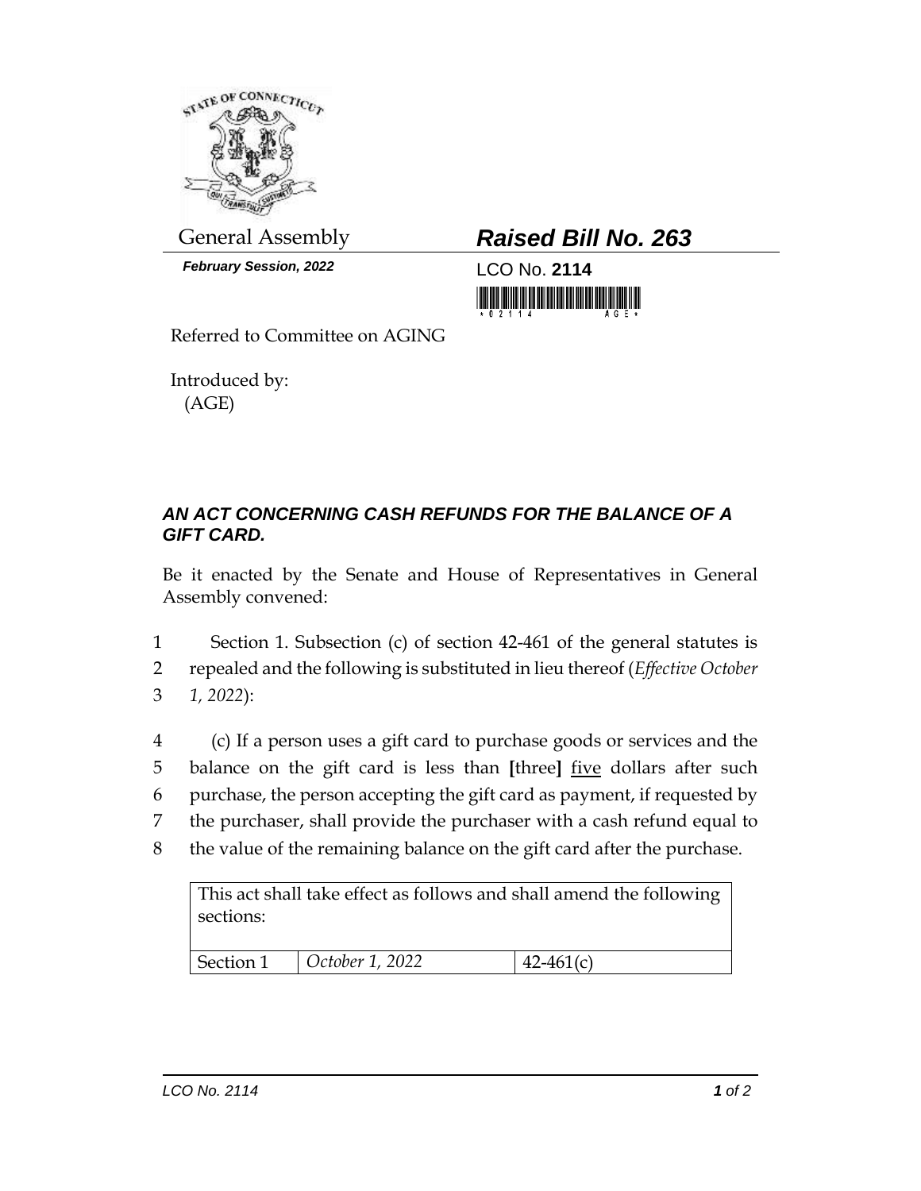General Assembly

***February Session, 2022***

# ***Raised Bill No. 263***

LCO No. **2114**

Referred to Committee on AGING

Introduced by:
(AGE)

### ***AN ACT CONCERNING CASH REFUNDS FOR THE BALANCE OF A GIFT CARD.***

Be it enacted by the Senate and House of Representatives in General Assembly convened:

1 Section 1. Subsection (c) of section 42-461 of the general statutes is
2 repealed and the following is substituted in lieu thereof (*Effective October*
3 *1, 2022*):

4 (c) If a person uses a gift card to purchase goods or services and the
5 balance on the gift card is less than **[**three**]** <u>five</u> dollars after such
6 purchase, the person accepting the gift card as payment, if requested by
7 the purchaser, shall provide the purchaser with a cash refund equal to
8 the value of the remaining balance on the gift card after the purchase.

| This act shall take effect as follows and shall amend the following sections: | | |
|---|---|---|
| Section 1 | *October 1, 2022* | 42-461(c) |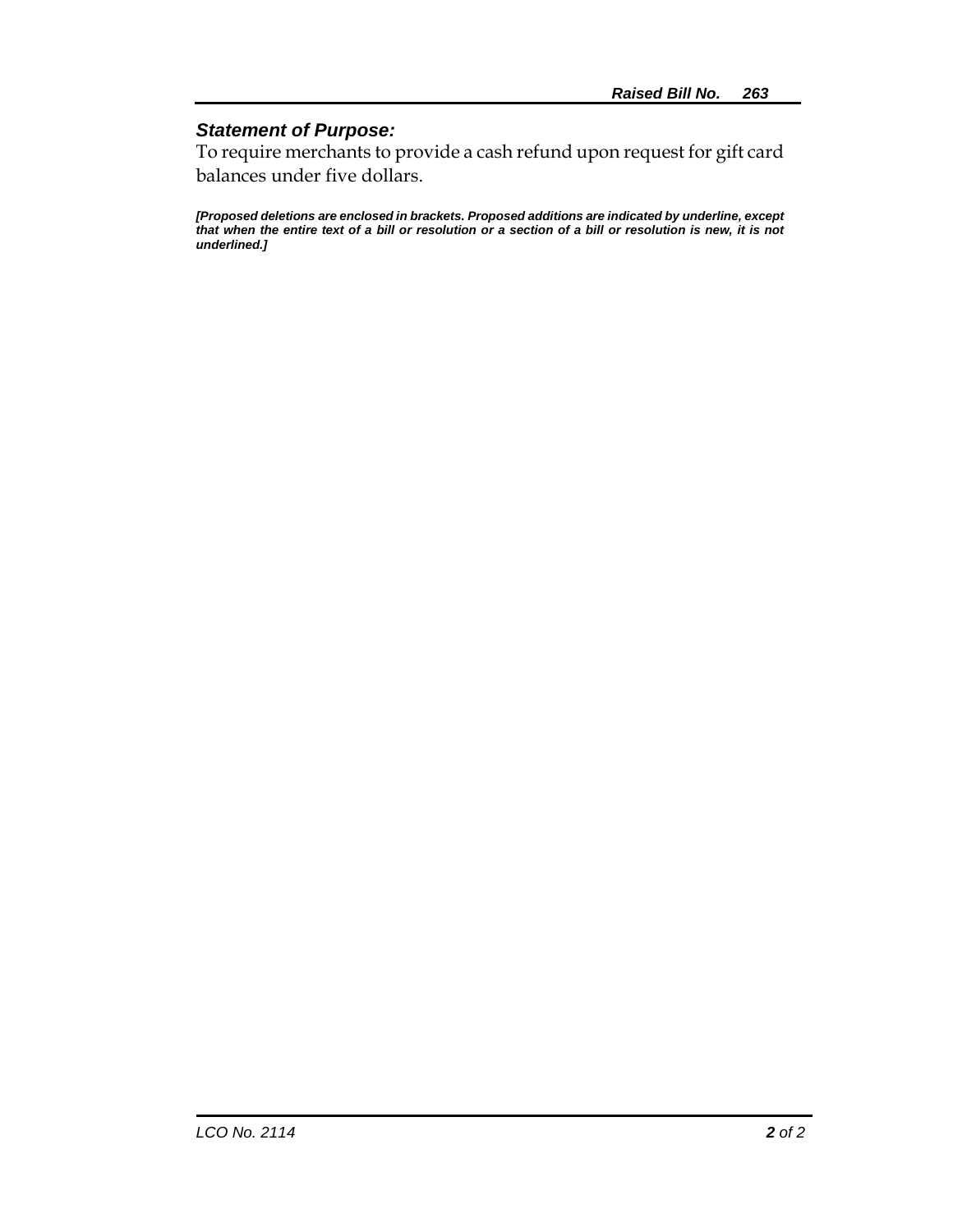### *Statement of Purpose:*

To require merchants to provide a cash refund upon request for gift card balances under five dollars.

***[Proposed deletions are enclosed in brackets. Proposed additions are indicated by underline, except that when the entire text of a bill or resolution or a section of a bill or resolution is new, it is not underlined.]***